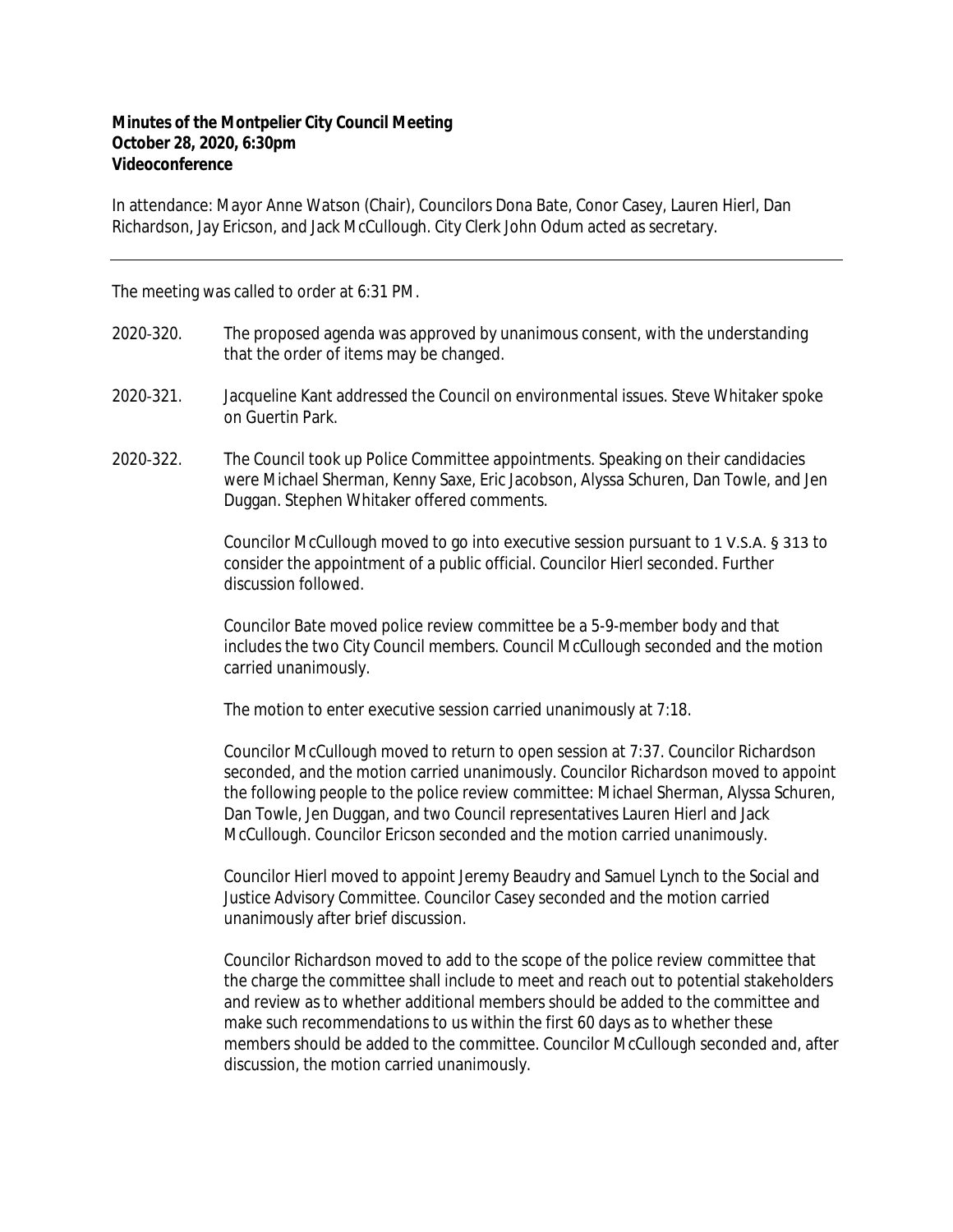**Minutes of the Montpelier City Council Meeting**
**October 28, 2020, 6:30pm**
**Videoconference**

In attendance: Mayor Anne Watson (Chair), Councilors Dona Bate, Conor Casey, Lauren Hierl, Dan Richardson, Jay Ericson, and Jack McCullough. City Clerk John Odum acted as secretary.

---

The meeting was called to order at 6:31 PM.

2020-320. The proposed agenda was approved by unanimous consent, with the understanding that the order of items may be changed.

2020-321. Jacqueline Kant addressed the Council on environmental issues. Steve Whitaker spoke on Guertin Park.

2020-322. The Council took up Police Committee appointments. Speaking on their candidacies were Michael Sherman, Kenny Saxe, Eric Jacobson, Alyssa Schuren, Dan Towle, and Jen Duggan. Stephen Whitaker offered comments.

Councilor McCullough moved to go into executive session pursuant to 1 V.S.A. § 313 to consider the appointment of a public official. Councilor Hierl seconded. Further discussion followed.

Councilor Bate moved police review committee be a 5-9-member body and that includes the two City Council members. Council McCullough seconded and the motion carried unanimously.

The motion to enter executive session carried unanimously at 7:18.

Councilor McCullough moved to return to open session at 7:37. Councilor Richardson seconded, and the motion carried unanimously. Councilor Richardson moved to appoint the following people to the police review committee: Michael Sherman, Alyssa Schuren, Dan Towle, Jen Duggan, and two Council representatives Lauren Hierl and Jack McCullough. Councilor Ericson seconded and the motion carried unanimously.

Councilor Hierl moved to appoint Jeremy Beaudry and Samuel Lynch to the Social and Justice Advisory Committee. Councilor Casey seconded and the motion carried unanimously after brief discussion.

Councilor Richardson moved to add to the scope of the police review committee that the charge the committee shall include to meet and reach out to potential stakeholders and review as to whether additional members should be added to the committee and make such recommendations to us within the first 60 days as to whether these members should be added to the committee. Councilor McCullough seconded and, after discussion, the motion carried unanimously.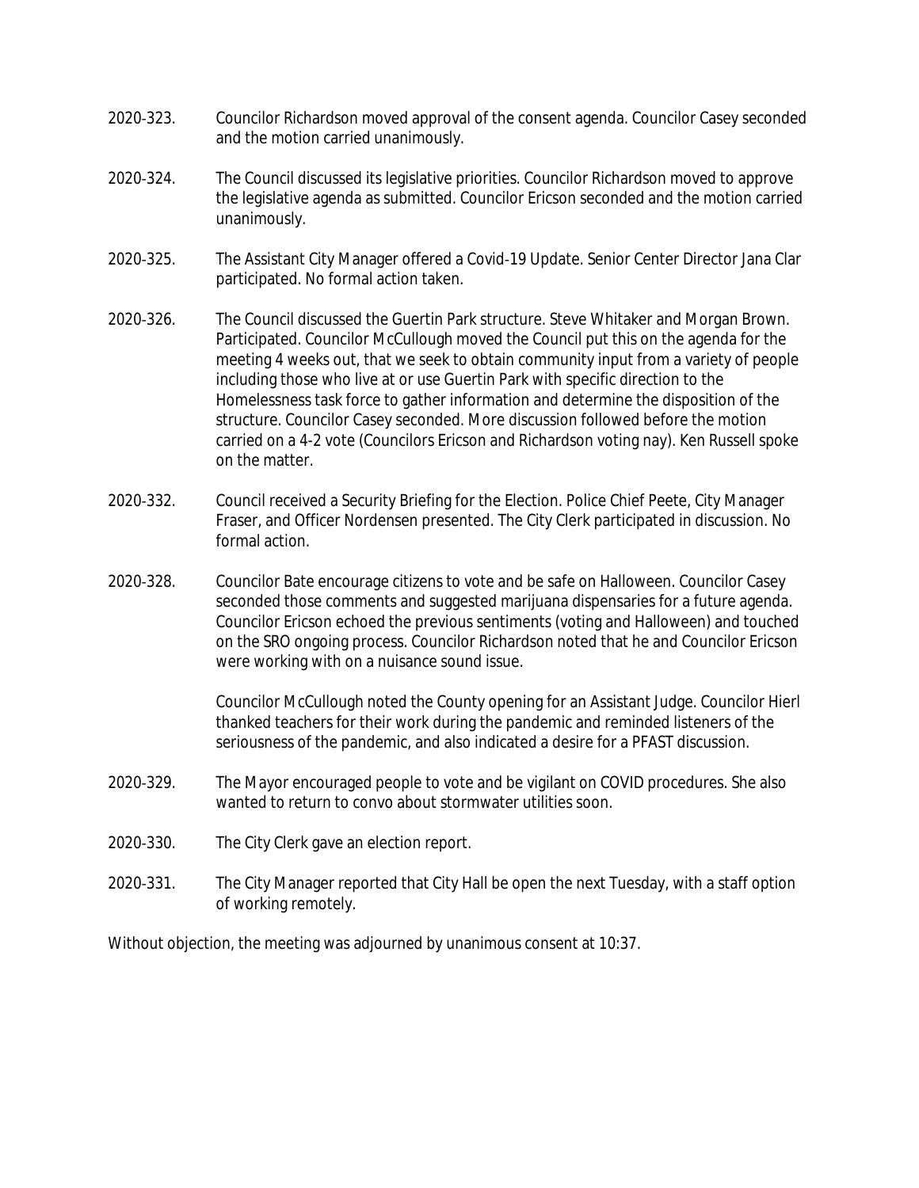2020-323. Councilor Richardson moved approval of the consent agenda. Councilor Casey seconded and the motion carried unanimously.

2020-324. The Council discussed its legislative priorities. Councilor Richardson moved to approve the legislative agenda as submitted. Councilor Ericson seconded and the motion carried unanimously.

2020-325. The Assistant City Manager offered a Covid-19 Update. Senior Center Director Jana Clar participated. No formal action taken.

2020-326. The Council discussed the Guertin Park structure. Steve Whitaker and Morgan Brown. Participated. Councilor McCullough moved the Council put this on the agenda for the meeting 4 weeks out, that we seek to obtain community input from a variety of people including those who live at or use Guertin Park with specific direction to the Homelessness task force to gather information and determine the disposition of the structure. Councilor Casey seconded. More discussion followed before the motion carried on a 4-2 vote (Councilors Ericson and Richardson voting nay). Ken Russell spoke on the matter.

2020-332. Council received a Security Briefing for the Election. Police Chief Peete, City Manager Fraser, and Officer Nordensen presented. The City Clerk participated in discussion. No formal action.

2020-328. Councilor Bate encourage citizens to vote and be safe on Halloween. Councilor Casey seconded those comments and suggested marijuana dispensaries for a future agenda. Councilor Ericson echoed the previous sentiments (voting and Halloween) and touched on the SRO ongoing process. Councilor Richardson noted that he and Councilor Ericson were working with on a nuisance sound issue.

Councilor McCullough noted the County opening for an Assistant Judge. Councilor Hierl thanked teachers for their work during the pandemic and reminded listeners of the seriousness of the pandemic, and also indicated a desire for a PFAST discussion.

2020-329. The Mayor encouraged people to vote and be vigilant on COVID procedures. She also wanted to return to convo about stormwater utilities soon.

2020-330. The City Clerk gave an election report.

2020-331. The City Manager reported that City Hall be open the next Tuesday, with a staff option of working remotely.

Without objection, the meeting was adjourned by unanimous consent at 10:37.